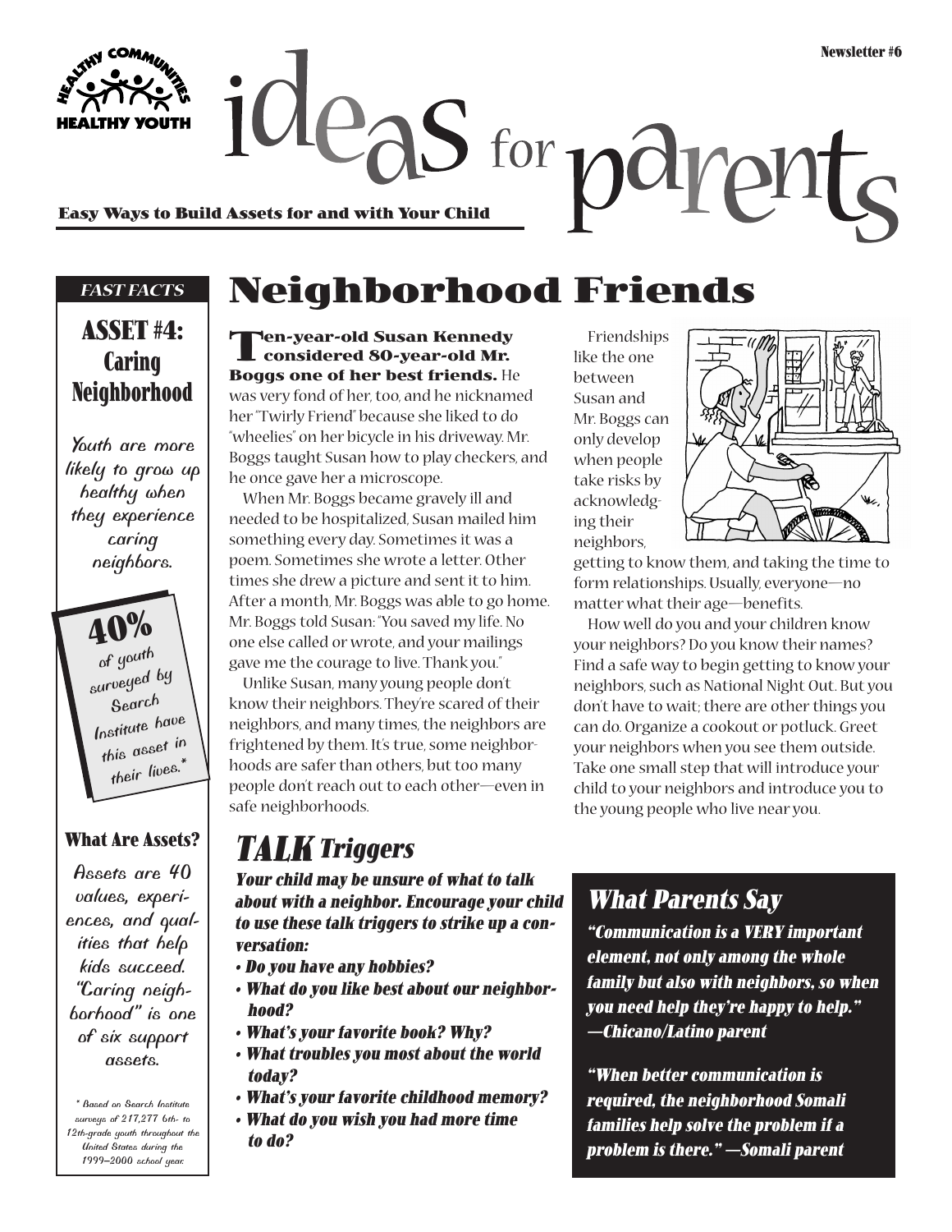Newsletter #6

HEALTHY COMMUNITIES • HEALTHY YOUTH

# ideas for parents

**Easy Ways to Build Assets for and with Your Child**

*FAST FACTS*

## ASSET #4: Caring Neighborhood

Youth are more likely to grow up healthy when they experience caring neighbors.

**40%** of youth surveyed by Search Institute have this asset in their lives.*

### What Are Assets?

Assets are 40 values, experiences, and qualities that help kids succeed. "Caring neighborhood" is one of six support assets.

\* Based on Search Institute surveys of 217,277 6th- to 12th-grade youth throughout the United States during the 1999–2000 school year.

# Neighborhood Friends

**Ten-year-old Susan Kennedy considered 80-year-old Mr. Boggs one of her best friends.** He was very fond of her, too, and he nicknamed her "Twirly Friend" because she liked to do "wheelies" on her bicycle in his driveway. Mr. Boggs taught Susan how to play checkers, and he once gave her a microscope.

When Mr. Boggs became gravely ill and needed to be hospitalized, Susan mailed him something every day. Sometimes it was a poem. Sometimes she wrote a letter. Other times she drew a picture and sent it to him. After a month, Mr. Boggs was able to go home. Mr. Boggs told Susan: "You saved my life. No one else called or wrote, and your mailings gave me the courage to live. Thank you."

Unlike Susan, many young people don't know their neighbors. They're scared of their neighbors, and many times, the neighbors are frightened by them. It's true, some neighborhoods are safer than others, but too many people don't reach out to each other—even in safe neighborhoods.

Friendships like the one between Susan and Mr. Boggs can only develop when people take risks by acknowledging their neighbors, getting to know them, and taking the time to form relationships. Usually, everyone—no matter what their age—benefits.

How well do you and your children know your neighbors? Do you know their names? Find a safe way to begin getting to know your neighbors, such as National Night Out. But you don't have to wait; there are other things you can do. Organize a cookout or potluck. Greet your neighbors when you see them outside. Take one small step that will introduce your child to your neighbors and introduce you to the young people who live near you.

## *TALK Triggers*

***Your child may be unsure of what to talk about with a neighbor. Encourage your child to use these talk triggers to strike up a conversation:***

- ***Do you have any hobbies?***
- ***What do you like best about our neighborhood?***
- ***What's your favorite book? Why?***
- ***What troubles you most about the world today?***
- ***What's your favorite childhood memory?***
- ***What do you wish you had more time to do?***

## *What Parents Say*

***"Communication is a VERY important element, not only among the whole family but also with neighbors, so when you need help they're happy to help." —Chicano/Latino parent***

***"When better communication is required, the neighborhood Somali families help solve the problem if a problem is there." —Somali parent***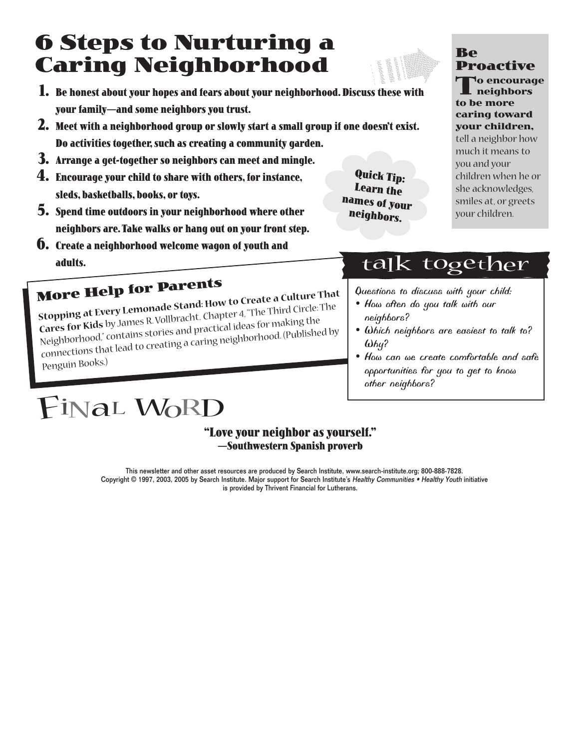# 6 Steps to Nurturing a Caring Neighborhood

1. **Be honest about your hopes and fears about your neighborhood. Discuss these with your family—and some neighbors you trust.**
2. **Meet with a neighborhood group or slowly start a small group if one doesn't exist. Do activities together, such as creating a community garden.**
3. **Arrange a get-together so neighbors can meet and mingle.**
4. **Encourage your child to share with others, for instance, sleds, basketballs, books, or toys.**
5. **Spend time outdoors in your neighborhood where other neighbors are. Take walks or hang out on your front step.**
6. **Create a neighborhood welcome wagon of youth and adults.**

**Quick Tip: Learn the names of your neighbors.**

## Be Proactive

**To encourage neighbors to be more caring toward your children,** tell a neighbor how much it means to you and your children when he or she acknowledges, smiles at, or greets your children.

## More Help for Parents

**Stopping at Every Lemonade Stand: How to Create a Culture That Cares for Kids** by James R. Vollbracht. Chapter 4, "The Third Circle: The Neighborhood," contains stories and practical ideas for making the connections that lead to creating a caring neighborhood. (Published by Penguin Books.)

## talk together

*Questions to discuss with your child:*

- *How often do you talk with our neighbors?*
- *Which neighbors are easiest to talk to? Why?*
- *How can we create comfortable and safe opportunities for you to get to know other neighbors?*

## Final Word

**"Love your neighbor as yourself."**
**—Southwestern Spanish proverb**

This newsletter and other asset resources are produced by Search Institute, www.search-institute.org; 800-888-7828. Copyright © 1997, 2003, 2005 by Search Institute. Major support for Search Institute's *Healthy Communities • Healthy Youth* initiative is provided by Thrivent Financial for Lutherans.